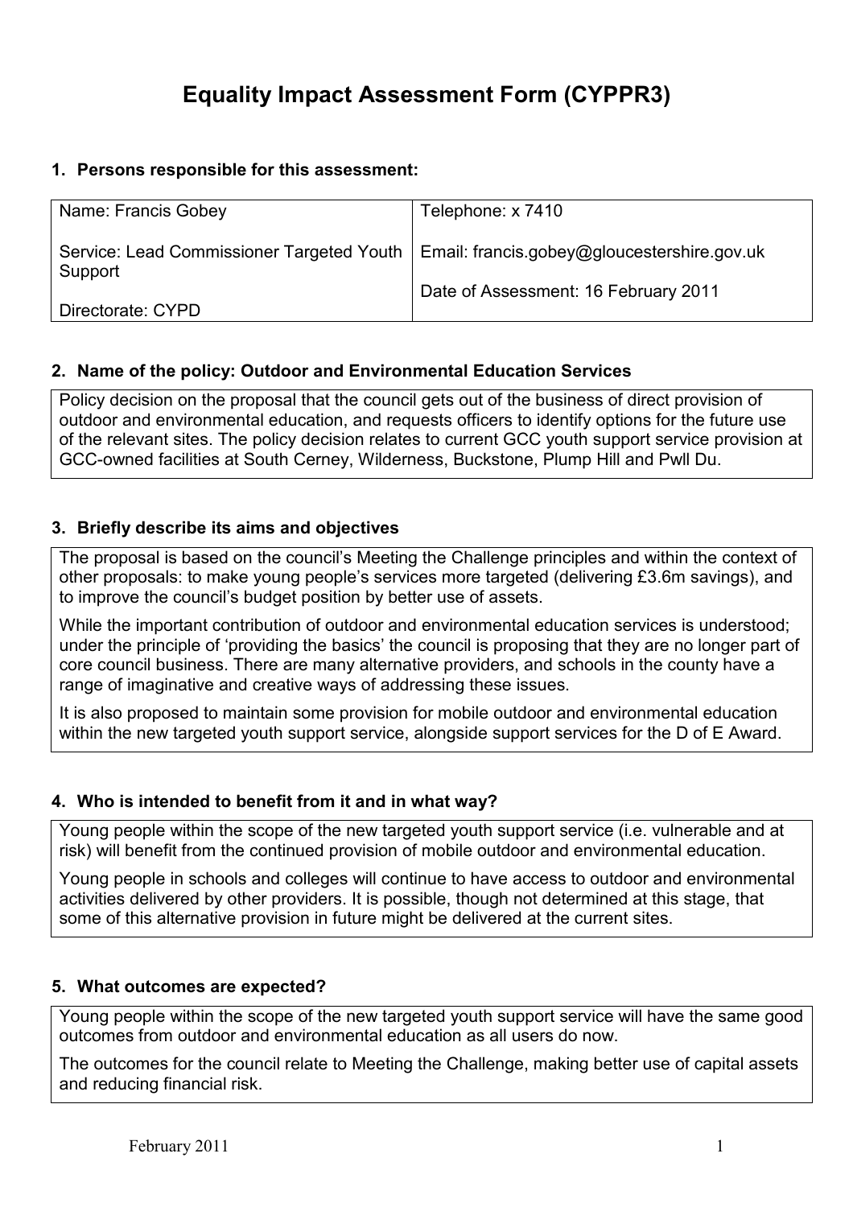# Equality Impact Assessment Form (CYPPR3)

## 1. Persons responsible for this assessment:

| | |
|---|---|
| Name: Francis Gobey<br><br>Service: Lead Commissioner Targeted Youth Support<br><br>Directorate: CYPD | Telephone: x 7410<br><br>Email: francis.gobey@gloucestershire.gov.uk<br><br>Date of Assessment: 16 February 2011 |

## 2. Name of the policy: Outdoor and Environmental Education Services

Policy decision on the proposal that the council gets out of the business of direct provision of outdoor and environmental education, and requests officers to identify options for the future use of the relevant sites. The policy decision relates to current GCC youth support service provision at GCC-owned facilities at South Cerney, Wilderness, Buckstone, Plump Hill and Pwll Du.

## 3. Briefly describe its aims and objectives

The proposal is based on the council's Meeting the Challenge principles and within the context of other proposals: to make young people's services more targeted (delivering £3.6m savings), and to improve the council's budget position by better use of assets.

While the important contribution of outdoor and environmental education services is understood; under the principle of 'providing the basics' the council is proposing that they are no longer part of core council business. There are many alternative providers, and schools in the county have a range of imaginative and creative ways of addressing these issues.

It is also proposed to maintain some provision for mobile outdoor and environmental education within the new targeted youth support service, alongside support services for the D of E Award.

## 4. Who is intended to benefit from it and in what way?

Young people within the scope of the new targeted youth support service (i.e. vulnerable and at risk) will benefit from the continued provision of mobile outdoor and environmental education.

Young people in schools and colleges will continue to have access to outdoor and environmental activities delivered by other providers. It is possible, though not determined at this stage, that some of this alternative provision in future might be delivered at the current sites.

## 5. What outcomes are expected?

Young people within the scope of the new targeted youth support service will have the same good outcomes from outdoor and environmental education as all users do now.

The outcomes for the council relate to Meeting the Challenge, making better use of capital assets and reducing financial risk.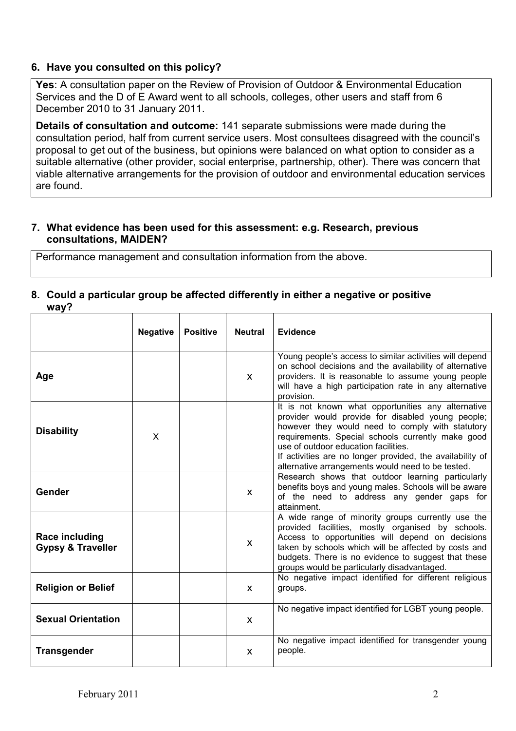### 6. Have you consulted on this policy?

**Yes**: A consultation paper on the Review of Provision of Outdoor & Environmental Education Services and the D of E Award went to all schools, colleges, other users and staff from 6 December 2010 to 31 January 2011.

**Details of consultation and outcome:** 141 separate submissions were made during the consultation period, half from current service users. Most consultees disagreed with the council's proposal to get out of the business, but opinions were balanced on what option to consider as a suitable alternative (other provider, social enterprise, partnership, other). There was concern that viable alternative arrangements for the provision of outdoor and environmental education services are found.

### 7. What evidence has been used for this assessment: e.g. Research, previous consultations, MAIDEN?

Performance management and consultation information from the above.

### 8. Could a particular group be affected differently in either a negative or positive way?

| | Negative | Positive | Neutral | Evidence |
|---|---|---|---|---|
| **Age** | | | x | Young people's access to similar activities will depend on school decisions and the availability of alternative providers. It is reasonable to assume young people will have a high participation rate in any alternative provision. |
| **Disability** | X | | | It is not known what opportunities any alternative provider would provide for disabled young people; however they would need to comply with statutory requirements. Special schools currently make good use of outdoor education facilities. If activities are no longer provided, the availability of alternative arrangements would need to be tested. |
| **Gender** | | | x | Research shows that outdoor learning particularly benefits boys and young males. Schools will be aware of the need to address any gender gaps for attainment. |
| **Race including Gypsy & Traveller** | | | x | A wide range of minority groups currently use the provided facilities, mostly organised by schools. Access to opportunities will depend on decisions taken by schools which will be affected by costs and budgets. There is no evidence to suggest that these groups would be particularly disadvantaged. |
| **Religion or Belief** | | | x | No negative impact identified for different religious groups. |
| **Sexual Orientation** | | | x | No negative impact identified for LGBT young people. |
| **Transgender** | | | x | No negative impact identified for transgender young people. |

February 2011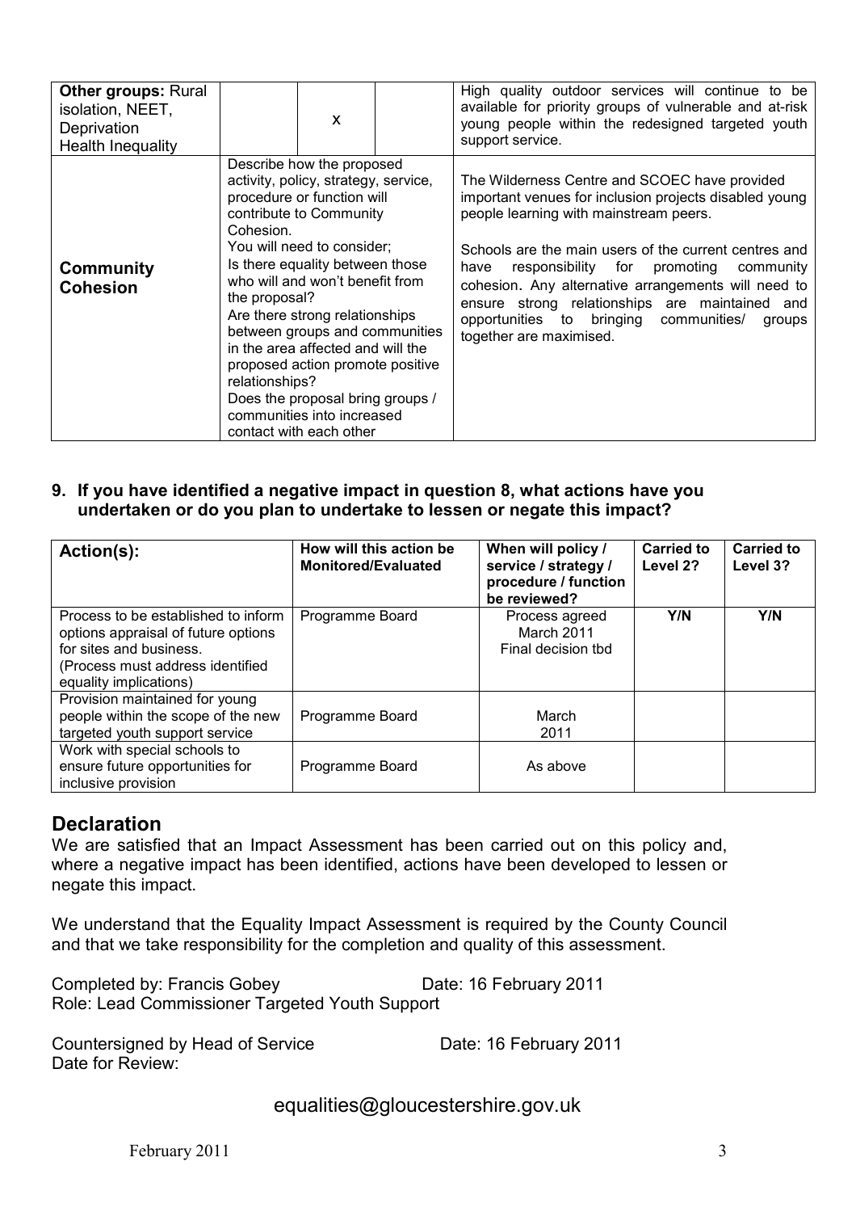| | | | | |
|---|---|---|---|---|
| **Other groups:** Rural isolation, NEET, Deprivation Health Inequality | | x | | High quality outdoor services will continue to be available for priority groups of vulnerable and at-risk young people within the redesigned targeted youth support service. |
| **Community Cohesion** | Describe how the proposed activity, policy, strategy, service, procedure or function will contribute to Community Cohesion. You will need to consider; Is there equality between those who will and won't benefit from the proposal? Are there strong relationships between groups and communities in the area affected and will the proposed action promote positive relationships? Does the proposal bring groups / communities into increased contact with each other | | | The Wilderness Centre and SCOEC have provided important venues for inclusion projects disabled young people learning with mainstream peers. Schools are the main users of the current centres and have responsibility for promoting community cohesion. Any alternative arrangements will need to ensure strong relationships are maintained and opportunities to bringing communities/ groups together are maximised. |

**9. If you have identified a negative impact in question 8, what actions have you undertaken or do you plan to undertake to lessen or negate this impact?**

| Action(s): | How will this action be Monitored/Evaluated | When will policy / service / strategy / procedure / function be reviewed? | Carried to Level 2? | Carried to Level 3? |
|---|---|---|---|---|
| Process to be established to inform options appraisal of future options for sites and business. (Process must address identified equality implications) | Programme Board | Process agreed March 2011 Final decision tbd | Y/N | Y/N |
| Provision maintained for young people within the scope of the new targeted youth support service | Programme Board | March 2011 | | |
| Work with special schools to ensure future opportunities for inclusive provision | Programme Board | As above | | |

## Declaration

We are satisfied that an Impact Assessment has been carried out on this policy and, where a negative impact has been identified, actions have been developed to lessen or negate this impact.

We understand that the Equality Impact Assessment is required by the County Council and that we take responsibility for the completion and quality of this assessment.

Completed by: Francis Gobey Date: 16 February 2011
Role: Lead Commissioner Targeted Youth Support

Countersigned by Head of Service Date: 16 February 2011
Date for Review:

equalities@gloucestershire.gov.uk

February 2011